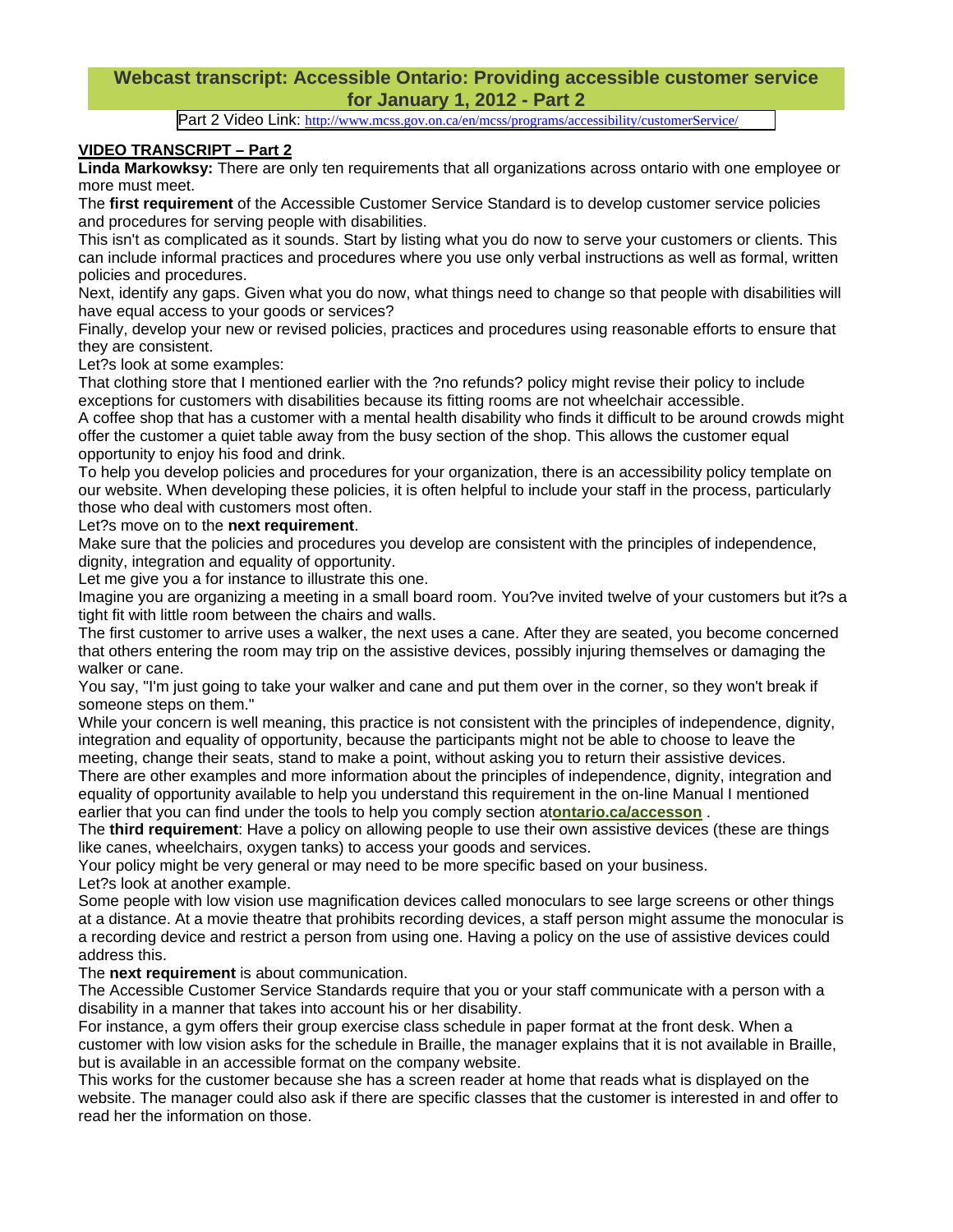## Webcast transcript: Accessible Ontario: Providing accessible customer service for January 1, 2012 - Part 2

Part 2 Video Link: http://www.mcss.gov.on.ca/en/mcss/programs/accessibility/customerService/

**VIDEO TRANSCRIPT – Part 2**

**Linda Markowksy:** There are only ten requirements that all organizations across ontario with one employee or more must meet.

The **first requirement** of the Accessible Customer Service Standard is to develop customer service policies and procedures for serving people with disabilities.

This isn't as complicated as it sounds. Start by listing what you do now to serve your customers or clients. This can include informal practices and procedures where you use only verbal instructions as well as formal, written policies and procedures.

Next, identify any gaps. Given what you do now, what things need to change so that people with disabilities will have equal access to your goods or services?

Finally, develop your new or revised policies, practices and procedures using reasonable efforts to ensure that they are consistent.

Let?s look at some examples:

That clothing store that I mentioned earlier with the ?no refunds? policy might revise their policy to include exceptions for customers with disabilities because its fitting rooms are not wheelchair accessible.

A coffee shop that has a customer with a mental health disability who finds it difficult to be around crowds might offer the customer a quiet table away from the busy section of the shop. This allows the customer equal opportunity to enjoy his food and drink.

To help you develop policies and procedures for your organization, there is an accessibility policy template on our website. When developing these policies, it is often helpful to include your staff in the process, particularly those who deal with customers most often.

Let?s move on to the **next requirement**.

Make sure that the policies and procedures you develop are consistent with the principles of independence, dignity, integration and equality of opportunity.

Let me give you a for instance to illustrate this one.

Imagine you are organizing a meeting in a small board room. You?ve invited twelve of your customers but it?s a tight fit with little room between the chairs and walls.

The first customer to arrive uses a walker, the next uses a cane. After they are seated, you become concerned that others entering the room may trip on the assistive devices, possibly injuring themselves or damaging the walker or cane.

You say, "I'm just going to take your walker and cane and put them over in the corner, so they won't break if someone steps on them."

While your concern is well meaning, this practice is not consistent with the principles of independence, dignity, integration and equality of opportunity, because the participants might not be able to choose to leave the meeting, change their seats, stand to make a point, without asking you to return their assistive devices.

There are other examples and more information about the principles of independence, dignity, integration and equality of opportunity available to help you understand this requirement in the on-line Manual I mentioned earlier that you can find under the tools to help you comply section at**ontario.ca/accesson** .

The **third requirement**: Have a policy on allowing people to use their own assistive devices (these are things like canes, wheelchairs, oxygen tanks) to access your goods and services.

Your policy might be very general or may need to be more specific based on your business.

Let?s look at another example.

Some people with low vision use magnification devices called monoculars to see large screens or other things at a distance. At a movie theatre that prohibits recording devices, a staff person might assume the monocular is a recording device and restrict a person from using one. Having a policy on the use of assistive devices could address this.

The **next requirement** is about communication.

The Accessible Customer Service Standards require that you or your staff communicate with a person with a disability in a manner that takes into account his or her disability.

For instance, a gym offers their group exercise class schedule in paper format at the front desk. When a customer with low vision asks for the schedule in Braille, the manager explains that it is not available in Braille, but is available in an accessible format on the company website.

This works for the customer because she has a screen reader at home that reads what is displayed on the website. The manager could also ask if there are specific classes that the customer is interested in and offer to read her the information on those.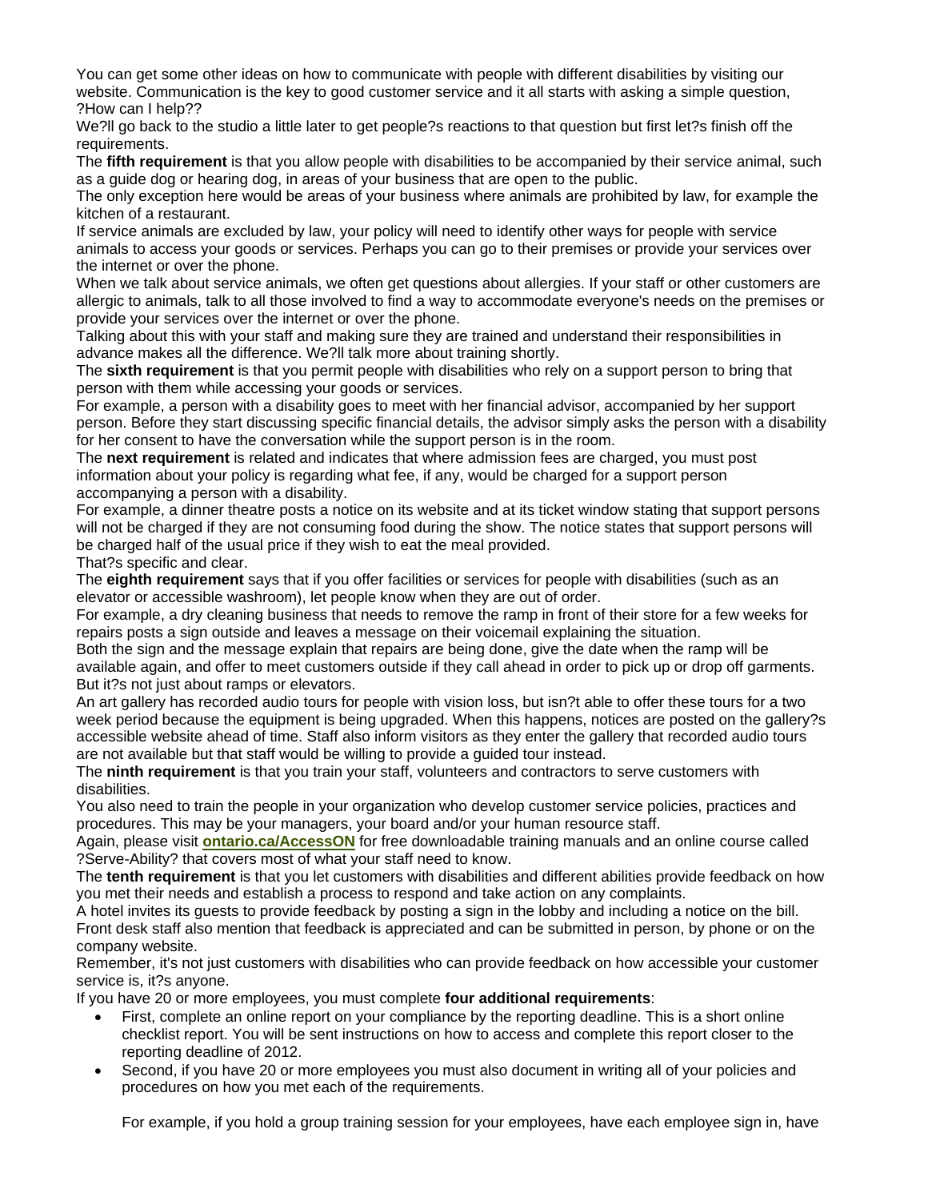You can get some other ideas on how to communicate with people with different disabilities by visiting our website. Communication is the key to good customer service and it all starts with asking a simple question, ?How can I help??

We?ll go back to the studio a little later to get people?s reactions to that question but first let?s finish off the requirements.

The **fifth requirement** is that you allow people with disabilities to be accompanied by their service animal, such as a guide dog or hearing dog, in areas of your business that are open to the public.

The only exception here would be areas of your business where animals are prohibited by law, for example the kitchen of a restaurant.

If service animals are excluded by law, your policy will need to identify other ways for people with service animals to access your goods or services. Perhaps you can go to their premises or provide your services over the internet or over the phone.

When we talk about service animals, we often get questions about allergies. If your staff or other customers are allergic to animals, talk to all those involved to find a way to accommodate everyone's needs on the premises or provide your services over the internet or over the phone.

Talking about this with your staff and making sure they are trained and understand their responsibilities in advance makes all the difference. We?ll talk more about training shortly.

The **sixth requirement** is that you permit people with disabilities who rely on a support person to bring that person with them while accessing your goods or services.

For example, a person with a disability goes to meet with her financial advisor, accompanied by her support person. Before they start discussing specific financial details, the advisor simply asks the person with a disability for her consent to have the conversation while the support person is in the room.

The **next requirement** is related and indicates that where admission fees are charged, you must post information about your policy is regarding what fee, if any, would be charged for a support person accompanying a person with a disability.

For example, a dinner theatre posts a notice on its website and at its ticket window stating that support persons will not be charged if they are not consuming food during the show. The notice states that support persons will be charged half of the usual price if they wish to eat the meal provided.

That?s specific and clear.

The **eighth requirement** says that if you offer facilities or services for people with disabilities (such as an elevator or accessible washroom), let people know when they are out of order.

For example, a dry cleaning business that needs to remove the ramp in front of their store for a few weeks for repairs posts a sign outside and leaves a message on their voicemail explaining the situation.

Both the sign and the message explain that repairs are being done, give the date when the ramp will be available again, and offer to meet customers outside if they call ahead in order to pick up or drop off garments.

But it?s not just about ramps or elevators.

An art gallery has recorded audio tours for people with vision loss, but isn?t able to offer these tours for a two week period because the equipment is being upgraded. When this happens, notices are posted on the gallery?s accessible website ahead of time. Staff also inform visitors as they enter the gallery that recorded audio tours are not available but that staff would be willing to provide a guided tour instead.

The **ninth requirement** is that you train your staff, volunteers and contractors to serve customers with disabilities.

You also need to train the people in your organization who develop customer service policies, practices and procedures. This may be your managers, your board and/or your human resource staff.

Again, please visit **[ontario.ca/AccessON](ontario.ca/AccessON)** for free downloadable training manuals and an online course called ?Serve-Ability? that covers most of what your staff need to know.

The **tenth requirement** is that you let customers with disabilities and different abilities provide feedback on how you met their needs and establish a process to respond and take action on any complaints.

A hotel invites its guests to provide feedback by posting a sign in the lobby and including a notice on the bill. Front desk staff also mention that feedback is appreciated and can be submitted in person, by phone or on the company website.

Remember, it's not just customers with disabilities who can provide feedback on how accessible your customer service is, it?s anyone.

If you have 20 or more employees, you must complete **four additional requirements**:

- First, complete an online report on your compliance by the reporting deadline. This is a short online checklist report. You will be sent instructions on how to access and complete this report closer to the reporting deadline of 2012.
- Second, if you have 20 or more employees you must also document in writing all of your policies and procedures on how you met each of the requirements.

  For example, if you hold a group training session for your employees, have each employee sign in, have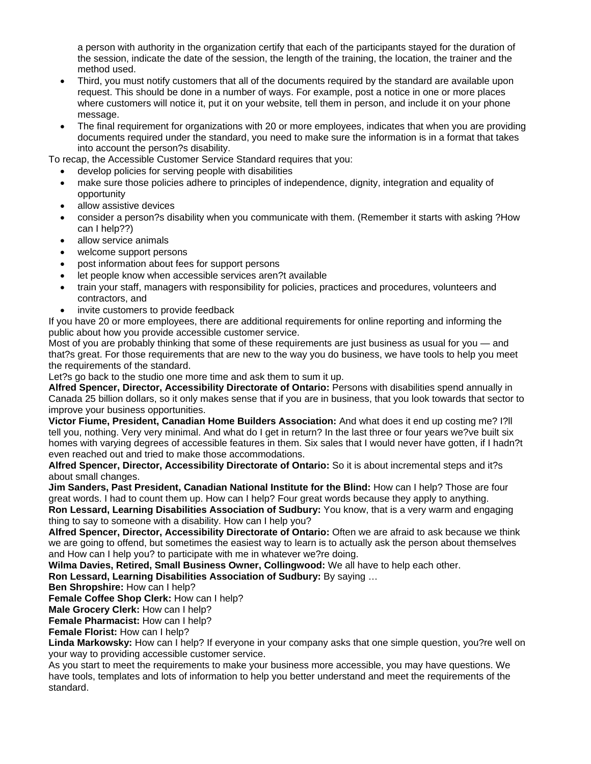a person with authority in the organization certify that each of the participants stayed for the duration of the session, indicate the date of the session, the length of the training, the location, the trainer and the method used.

- Third, you must notify customers that all of the documents required by the standard are available upon request. This should be done in a number of ways. For example, post a notice in one or more places where customers will notice it, put it on your website, tell them in person, and include it on your phone message.
- The final requirement for organizations with 20 or more employees, indicates that when you are providing documents required under the standard, you need to make sure the information is in a format that takes into account the person?s disability.

To recap, the Accessible Customer Service Standard requires that you:

- develop policies for serving people with disabilities
- make sure those policies adhere to principles of independence, dignity, integration and equality of opportunity
- allow assistive devices
- consider a person?s disability when you communicate with them. (Remember it starts with asking ?How can I help??)
- allow service animals
- welcome support persons
- post information about fees for support persons
- let people know when accessible services aren?t available
- train your staff, managers with responsibility for policies, practices and procedures, volunteers and contractors, and
- invite customers to provide feedback

If you have 20 or more employees, there are additional requirements for online reporting and informing the public about how you provide accessible customer service.

Most of you are probably thinking that some of these requirements are just business as usual for you — and that?s great. For those requirements that are new to the way you do business, we have tools to help you meet the requirements of the standard.

Let?s go back to the studio one more time and ask them to sum it up.

**Alfred Spencer, Director, Accessibility Directorate of Ontario:** Persons with disabilities spend annually in Canada 25 billion dollars, so it only makes sense that if you are in business, that you look towards that sector to improve your business opportunities.

**Victor Fiume, President, Canadian Home Builders Association:** And what does it end up costing me? I?ll tell you, nothing. Very very minimal. And what do I get in return? In the last three or four years we?ve built six homes with varying degrees of accessible features in them. Six sales that I would never have gotten, if I hadn?t even reached out and tried to make those accommodations.

**Alfred Spencer, Director, Accessibility Directorate of Ontario:** So it is about incremental steps and it?s about small changes.

**Jim Sanders, Past President, Canadian National Institute for the Blind:** How can I help? Those are four great words. I had to count them up. How can I help? Four great words because they apply to anything.

**Ron Lessard, Learning Disabilities Association of Sudbury:** You know, that is a very warm and engaging thing to say to someone with a disability. How can I help you?

**Alfred Spencer, Director, Accessibility Directorate of Ontario:** Often we are afraid to ask because we think we are going to offend, but sometimes the easiest way to learn is to actually ask the person about themselves and How can I help you? to participate with me in whatever we?re doing.

**Wilma Davies, Retired, Small Business Owner, Collingwood:** We all have to help each other.

**Ron Lessard, Learning Disabilities Association of Sudbury:** By saying …

**Ben Shropshire:** How can I help?

**Female Coffee Shop Clerk:** How can I help?

**Male Grocery Clerk:** How can I help?

**Female Pharmacist:** How can I help?

**Female Florist:** How can I help?

**Linda Markowsky:** How can I help? If everyone in your company asks that one simple question, you?re well on your way to providing accessible customer service.

As you start to meet the requirements to make your business more accessible, you may have questions. We have tools, templates and lots of information to help you better understand and meet the requirements of the standard.